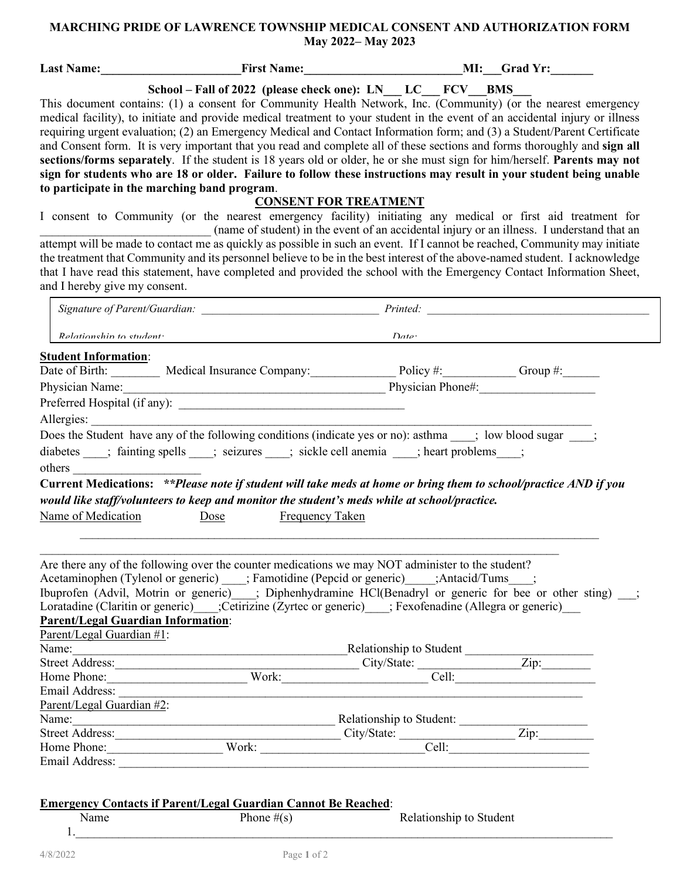**MARCHING PRIDE OF LAWRENCE TOWNSHIP MEDICAL CONSENT AND AUTHORIZATION FORM**
**May 2022– May 2023**

**Last Name:_______________________First Name:_________________________MI:___Grad Yr:_______**

**School – Fall of 2022 (please check one): LN___ LC___ FCV___BMS___**

This document contains: (1) a consent for Community Health Network, Inc. (Community) (or the nearest emergency medical facility), to initiate and provide medical treatment to your student in the event of an accidental injury or illness requiring urgent evaluation; (2) an Emergency Medical and Contact Information form; and (3) a Student/Parent Certificate and Consent form. It is very important that you read and complete all of these sections and forms thoroughly and **sign all sections/forms separately**. If the student is 18 years old or older, he or she must sign for him/herself. **Parents may not sign for students who are 18 or older. Failure to follow these instructions may result in your student being unable to participate in the marching band program**.

**CONSENT FOR TREATMENT**

I consent to Community (or the nearest emergency facility) initiating any medical or first aid treatment for ___________________________ (name of student) in the event of an accidental injury or an illness. I understand that an attempt will be made to contact me as quickly as possible in such an event. If I cannot be reached, Community may initiate the treatment that Community and its personnel believe to be in the best interest of the above-named student. I acknowledge that I have read this statement, have completed and provided the school with the Emergency Contact Information Sheet, and I hereby give my consent.

*Signature of Parent/Guardian:* ______________________________ *Printed:* ______________________________________

*Relationship to student:* *Date:*

**Student Information**:

Date of Birth: ________ Medical Insurance Company:______________ Policy #:____________ Group #:______

Physician Name:____________________________________________ Physician Phone#:___________________

Preferred Hospital (if any): _____________________________________

Allergies: ____________________________________________________________________________________

Does the Student have any of the following conditions (indicate yes or no): asthma ____; low blood sugar ____; diabetes ____; fainting spells ____; seizures ____; sickle cell anemia ____; heart problems____; others ____________________

**Current Medications:** ***\*\*Please note if student will take meds at home or bring them to school/practice AND if you would like staff/volunteers to keep and monitor the student's meds while at school/practice.***

Name of Medication Dose Frequency Taken

____________________________________________________________________________________

____________________________________________________________________________________

Are there any of the following over the counter medications we may NOT administer to the student?
Acetaminophen (Tylenol or generic) ____; Famotidine (Pepcid or generic)_____;Antacid/Tums____;
Ibuprofen (Advil, Motrin or generic)____; Diphenhydramine HCl(Benadryl or generic for bee or other sting) ___;
Loratadine (Claritin or generic)____;Cetirizine (Zyrtec or generic)____; Fexofenadine (Allegra or generic)___

**Parent/Legal Guardian Information**:

Parent/Legal Guardian #1:
Name:_____________________________________________Relationship to Student ____________________
Street Address:_________________________________________ City/State: ________________Zip:________
Home Phone:______________________ Work:_______________________ Cell:______________________
Email Address: ______________________________________________________________________________

Parent/Legal Guardian #2:
Name:___________________________________________ Relationship to Student: _____________________
Street Address:____________________________________ City/State: __________________ Zip:_________
Home Phone:__________________ Work: __________________________Cell:______________________
Email Address: _______________________________________________________________________________

**Emergency Contacts if Parent/Legal Guardian Cannot Be Reached**:

Name Phone #(s) Relationship to Student

1.____________________________________________________________________________________

4/8/2022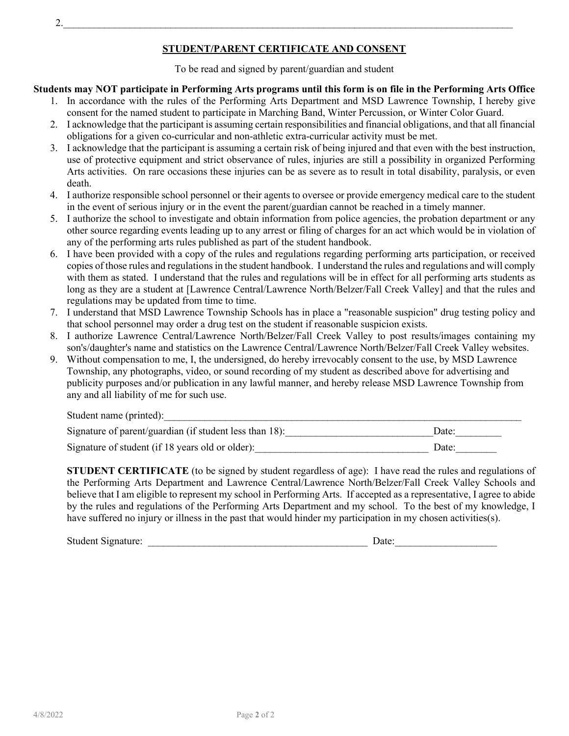2.\_\_\_\_\_\_\_\_\_\_\_\_\_\_\_\_\_\_\_\_\_\_\_\_\_\_\_\_\_\_\_\_\_\_\_\_\_\_\_\_\_\_\_\_\_\_\_\_\_\_\_\_\_\_\_\_\_\_\_\_\_\_\_\_\_\_\_\_\_\_\_\_\_\_\_\_\_\_\_\_

## STUDENT/PARENT CERTIFICATE AND CONSENT

To be read and signed by parent/guardian and student

**Students may NOT participate in Performing Arts programs until this form is on file in the Performing Arts Office**

1. In accordance with the rules of the Performing Arts Department and MSD Lawrence Township, I hereby give consent for the named student to participate in Marching Band, Winter Percussion, or Winter Color Guard.
2. I acknowledge that the participant is assuming certain responsibilities and financial obligations, and that all financial obligations for a given co-curricular and non-athletic extra-curricular activity must be met.
3. I acknowledge that the participant is assuming a certain risk of being injured and that even with the best instruction, use of protective equipment and strict observance of rules, injuries are still a possibility in organized Performing Arts activities. On rare occasions these injuries can be as severe as to result in total disability, paralysis, or even death.
4. I authorize responsible school personnel or their agents to oversee or provide emergency medical care to the student in the event of serious injury or in the event the parent/guardian cannot be reached in a timely manner.
5. I authorize the school to investigate and obtain information from police agencies, the probation department or any other source regarding events leading up to any arrest or filing of charges for an act which would be in violation of any of the performing arts rules published as part of the student handbook.
6. I have been provided with a copy of the rules and regulations regarding performing arts participation, or received copies of those rules and regulations in the student handbook. I understand the rules and regulations and will comply with them as stated. I understand that the rules and regulations will be in effect for all performing arts students as long as they are a student at [Lawrence Central/Lawrence North/Belzer/Fall Creek Valley] and that the rules and regulations may be updated from time to time.
7. I understand that MSD Lawrence Township Schools has in place a "reasonable suspicion" drug testing policy and that school personnel may order a drug test on the student if reasonable suspicion exists.
8. I authorize Lawrence Central/Lawrence North/Belzer/Fall Creek Valley to post results/images containing my son's/daughter's name and statistics on the Lawrence Central/Lawrence North/Belzer/Fall Creek Valley websites.
9. Without compensation to me, I, the undersigned, do hereby irrevocably consent to the use, by MSD Lawrence Township, any photographs, video, or sound recording of my student as described above for advertising and publicity purposes and/or publication in any lawful manner, and hereby release MSD Lawrence Township from any and all liability of me for such use.

Student name (printed):\_\_\_\_\_\_\_\_\_\_\_\_\_\_\_\_\_\_\_\_\_\_\_\_\_\_\_\_\_\_\_\_\_\_\_\_\_\_\_\_\_\_\_\_\_\_\_\_\_\_\_\_\_\_\_\_

Signature of parent/guardian (if student less than 18):\_\_\_\_\_\_\_\_\_\_\_\_\_\_\_\_\_\_\_\_\_\_\_\_\_\_Date:\_\_\_\_\_\_\_\_

Signature of student (if 18 years old or older):\_\_\_\_\_\_\_\_\_\_\_\_\_\_\_\_\_\_\_\_\_\_\_\_\_\_\_\_\_ Date:\_\_\_\_\_\_\_\_

**STUDENT CERTIFICATE** (to be signed by student regardless of age): I have read the rules and regulations of the Performing Arts Department and Lawrence Central/Lawrence North/Belzer/Fall Creek Valley Schools and believe that I am eligible to represent my school in Performing Arts. If accepted as a representative, I agree to abide by the rules and regulations of the Performing Arts Department and my school. To the best of my knowledge, I have suffered no injury or illness in the past that would hinder my participation in my chosen activities(s).

Student Signature: \_\_\_\_\_\_\_\_\_\_\_\_\_\_\_\_\_\_\_\_\_\_\_\_\_\_\_\_\_\_\_\_\_\_\_\_\_\_\_\_ Date:\_\_\_\_\_\_\_\_\_\_\_\_\_\_\_\_\_\_

4/8/2022